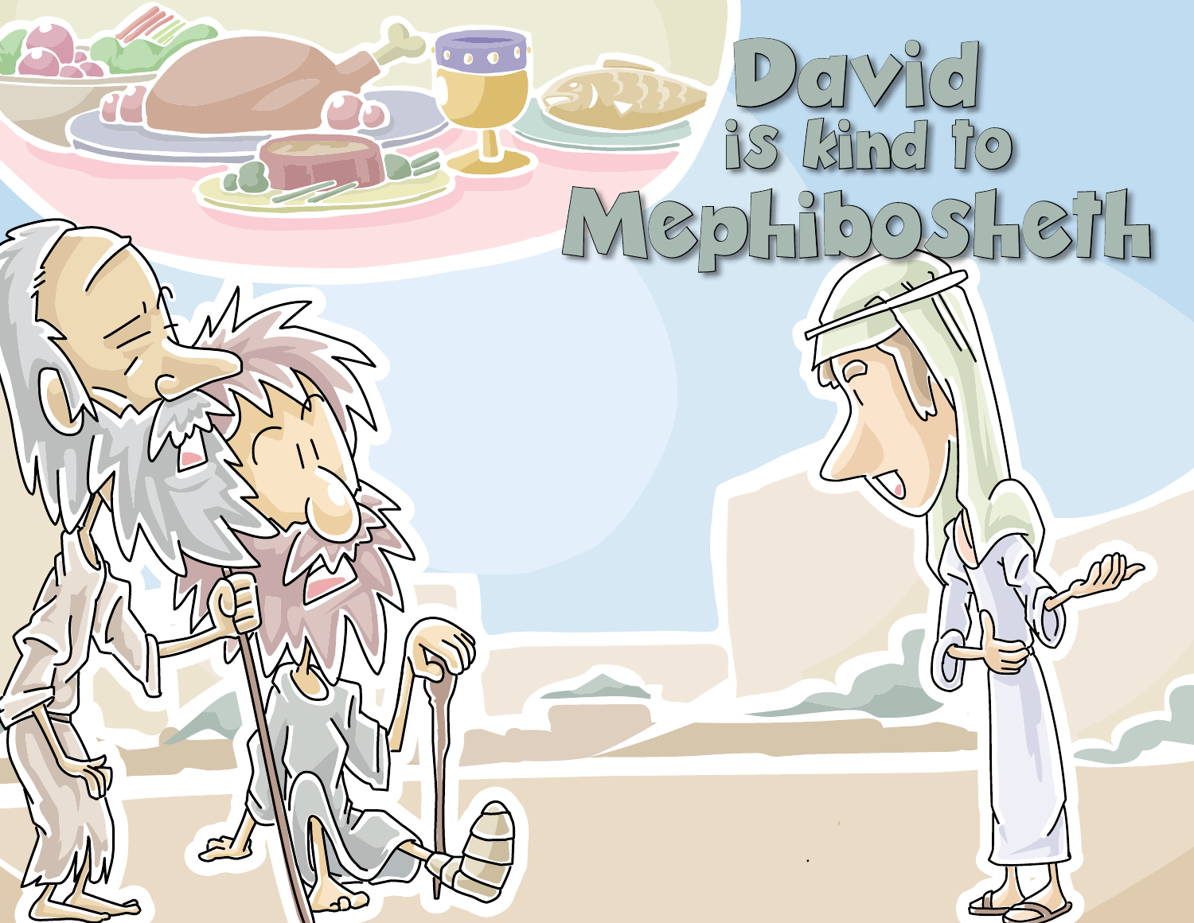# David is kind to Mephibosheth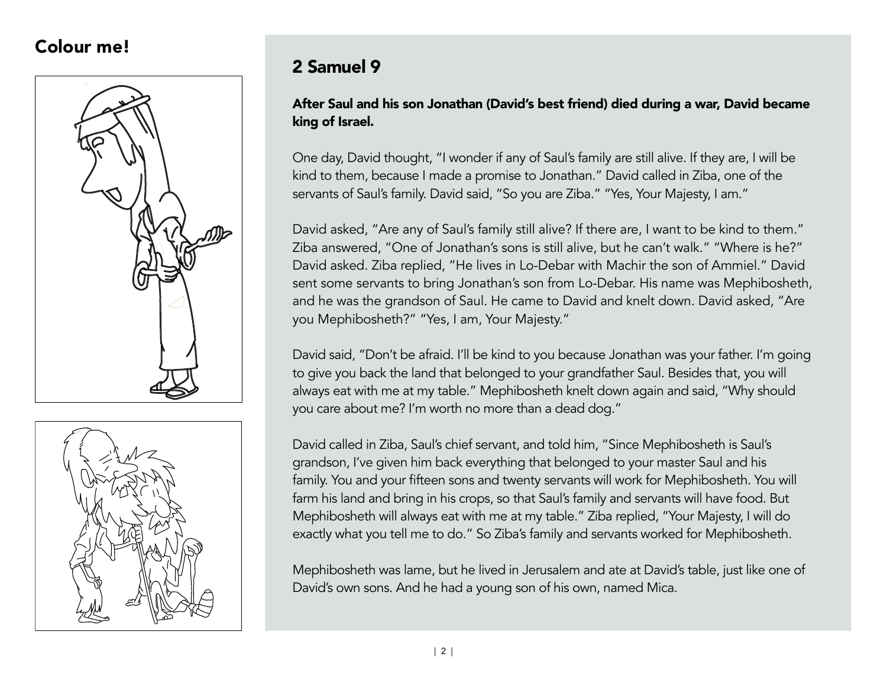## Colour me!

## 2 Samuel 9

**After Saul and his son Jonathan (David's best friend) died during a war, David became king of Israel.**

One day, David thought, "I wonder if any of Saul's family are still alive. If they are, I will be kind to them, because I made a promise to Jonathan." David called in Ziba, one of the servants of Saul's family. David said, "So you are Ziba." "Yes, Your Majesty, I am."

David asked, "Are any of Saul's family still alive? If there are, I want to be kind to them." Ziba answered, "One of Jonathan's sons is still alive, but he can't walk." "Where is he?" David asked. Ziba replied, "He lives in Lo-Debar with Machir the son of Ammiel." David sent some servants to bring Jonathan's son from Lo-Debar. His name was Mephibosheth, and he was the grandson of Saul. He came to David and knelt down. David asked, "Are you Mephibosheth?" "Yes, I am, Your Majesty."

David said, "Don't be afraid. I'll be kind to you because Jonathan was your father. I'm going to give you back the land that belonged to your grandfather Saul. Besides that, you will always eat with me at my table." Mephibosheth knelt down again and said, "Why should you care about me? I'm worth no more than a dead dog."

David called in Ziba, Saul's chief servant, and told him, "Since Mephibosheth is Saul's grandson, I've given him back everything that belonged to your master Saul and his family. You and your fifteen sons and twenty servants will work for Mephibosheth. You will farm his land and bring in his crops, so that Saul's family and servants will have food. But Mephibosheth will always eat with me at my table." Ziba replied, "Your Majesty, I will do exactly what you tell me to do." So Ziba's family and servants worked for Mephibosheth.

Mephibosheth was lame, but he lived in Jerusalem and ate at David's table, just like one of David's own sons. And he had a young son of his own, named Mica.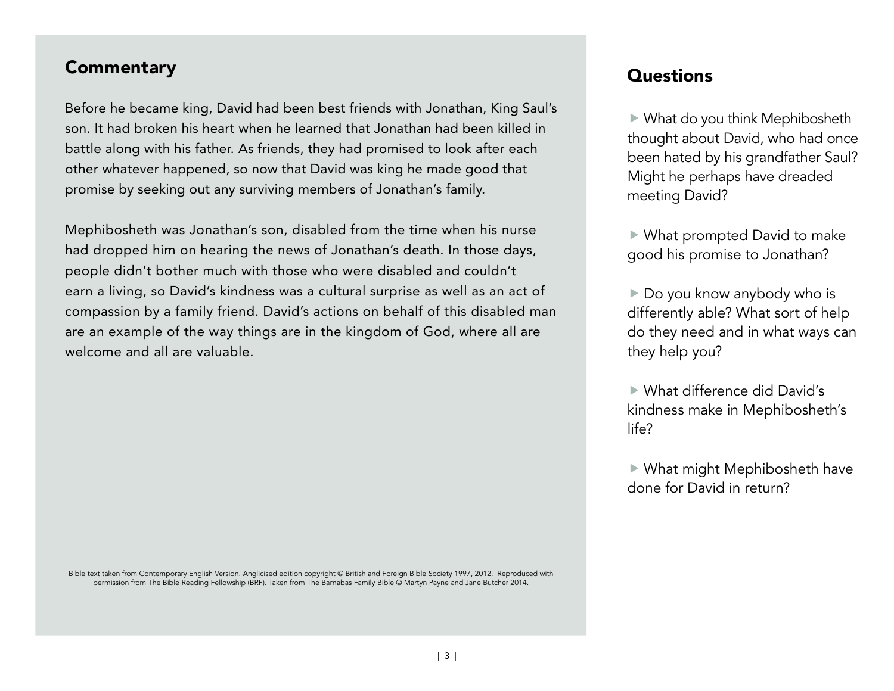## Commentary

Before he became king, David had been best friends with Jonathan, King Saul's son. It had broken his heart when he learned that Jonathan had been killed in battle along with his father. As friends, they had promised to look after each other whatever happened, so now that David was king he made good that promise by seeking out any surviving members of Jonathan's family.

Mephibosheth was Jonathan's son, disabled from the time when his nurse had dropped him on hearing the news of Jonathan's death. In those days, people didn't bother much with those who were disabled and couldn't earn a living, so David's kindness was a cultural surprise as well as an act of compassion by a family friend. David's actions on behalf of this disabled man are an example of the way things are in the kingdom of God, where all are welcome and all are valuable.

Bible text taken from Contemporary English Version. Anglicised edition copyright © British and Foreign Bible Society 1997, 2012. Reproduced with permission from The Bible Reading Fellowship (BRF). Taken from The Barnabas Family Bible © Martyn Payne and Jane Butcher 2014.

## Questions

- What do you think Mephibosheth thought about David, who had once been hated by his grandfather Saul? Might he perhaps have dreaded meeting David?
- What prompted David to make good his promise to Jonathan?
- Do you know anybody who is differently able? What sort of help do they need and in what ways can they help you?
- What difference did David's kindness make in Mephibosheth's life?
- What might Mephibosheth have done for David in return?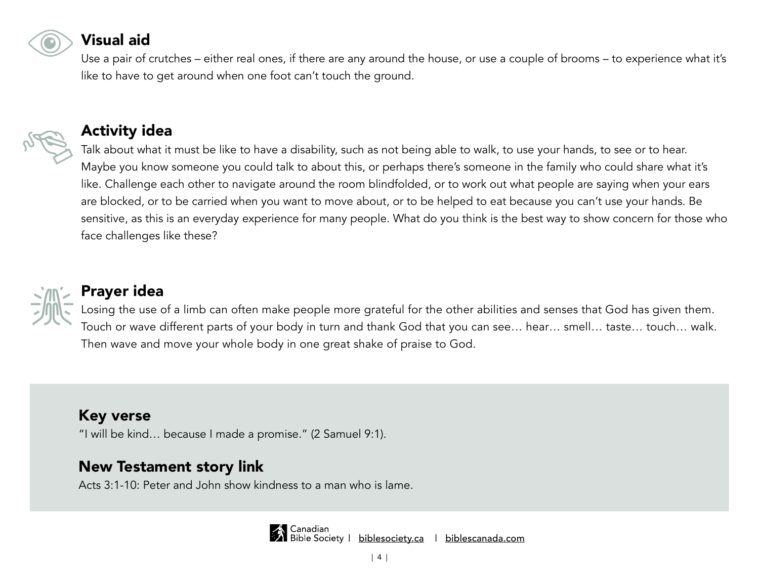## Visual aid

Use a pair of crutches – either real ones, if there are any around the house, or use a couple of brooms – to experience what it's like to have to get around when one foot can't touch the ground.

## Activity idea

Talk about what it must be like to have a disability, such as not being able to walk, to use your hands, to see or to hear. Maybe you know someone you could talk to about this, or perhaps there's someone in the family who could share what it's like. Challenge each other to navigate around the room blindfolded, or to work out what people are saying when your ears are blocked, or to be carried when you want to move about, or to be helped to eat because you can't use your hands. Be sensitive, as this is an everyday experience for many people. What do you think is the best way to show concern for those who face challenges like these?

## Prayer idea

Losing the use of a limb can often make people more grateful for the other abilities and senses that God has given them. Touch or wave different parts of your body in turn and thank God that you can see… hear… smell… taste… touch… walk. Then wave and move your whole body in one great shake of praise to God.

## Key verse

"I will be kind… because I made a promise." (2 Samuel 9:1).

## New Testament story link

Acts 3:1-10: Peter and John show kindness to a man who is lame.

Canadian Bible Society | biblesociety.ca | biblescanada.com